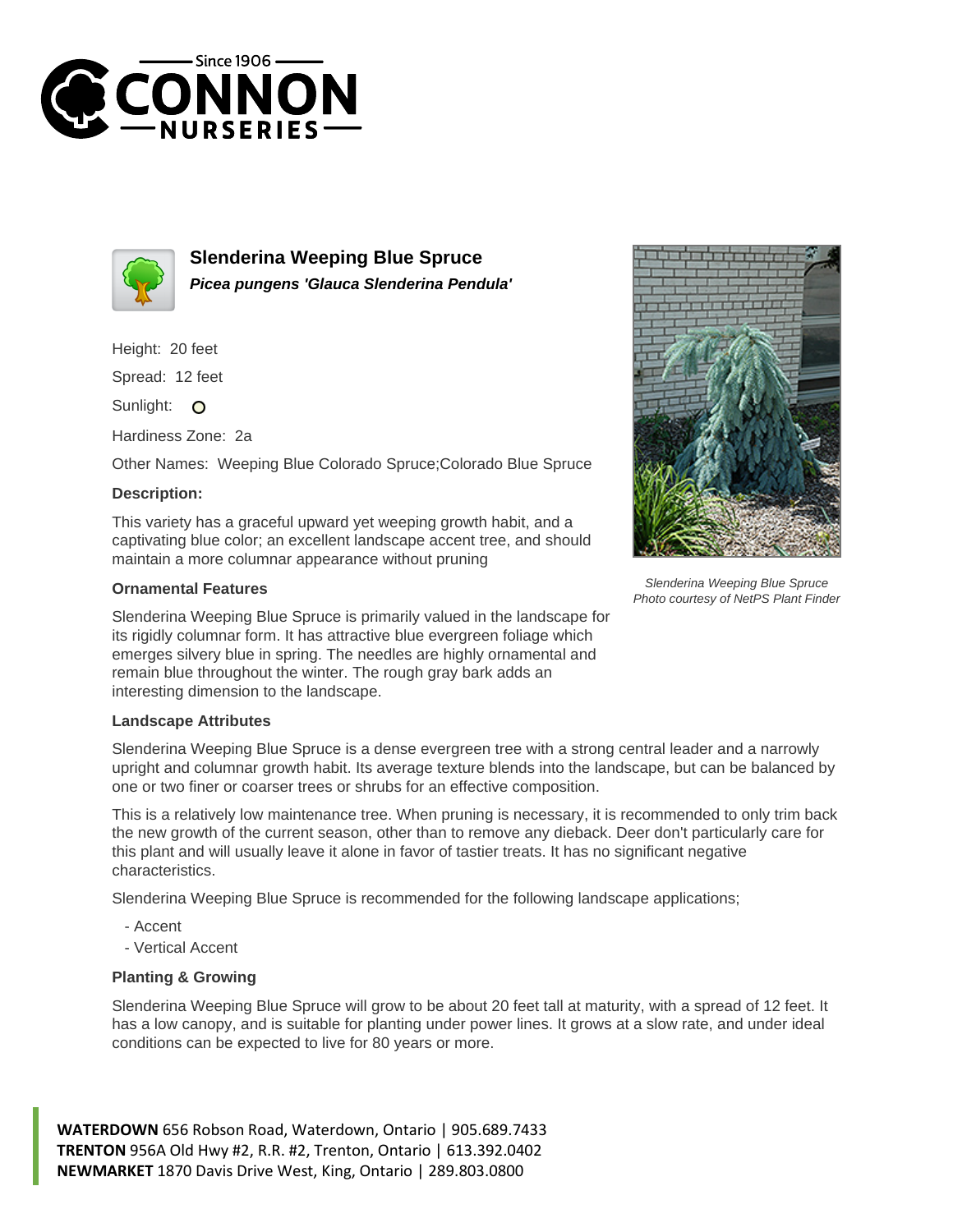# Slenderina Weeping Blue Spruce

***Picea pungens 'Glauca Slenderina Pendula'***

Height: 20 feet

Spread: 12 feet

Sunlight: O

Hardiness Zone: 2a

Other Names: Weeping Blue Colorado Spruce;Colorado Blue Spruce

**Description:**

This variety has a graceful upward yet weeping growth habit, and a captivating blue color; an excellent landscape accent tree, and should maintain a more columnar appearance without pruning

*Slenderina Weeping Blue Spruce*
*Photo courtesy of NetPS Plant Finder*

### Ornamental Features

Slenderina Weeping Blue Spruce is primarily valued in the landscape for its rigidly columnar form. It has attractive blue evergreen foliage which emerges silvery blue in spring. The needles are highly ornamental and remain blue throughout the winter. The rough gray bark adds an interesting dimension to the landscape.

### Landscape Attributes

Slenderina Weeping Blue Spruce is a dense evergreen tree with a strong central leader and a narrowly upright and columnar growth habit. Its average texture blends into the landscape, but can be balanced by one or two finer or coarser trees or shrubs for an effective composition.

This is a relatively low maintenance tree. When pruning is necessary, it is recommended to only trim back the new growth of the current season, other than to remove any dieback. Deer don't particularly care for this plant and will usually leave it alone in favor of tastier treats. It has no significant negative characteristics.

Slenderina Weeping Blue Spruce is recommended for the following landscape applications;

- Accent
- Vertical Accent

### Planting & Growing

Slenderina Weeping Blue Spruce will grow to be about 20 feet tall at maturity, with a spread of 12 feet. It has a low canopy, and is suitable for planting under power lines. It grows at a slow rate, and under ideal conditions can be expected to live for 80 years or more.

**WATERDOWN** 656 Robson Road, Waterdown, Ontario | 905.689.7433
**TRENTON** 956A Old Hwy #2, R.R. #2, Trenton, Ontario | 613.392.0402
**NEWMARKET** 1870 Davis Drive West, King, Ontario | 289.803.0800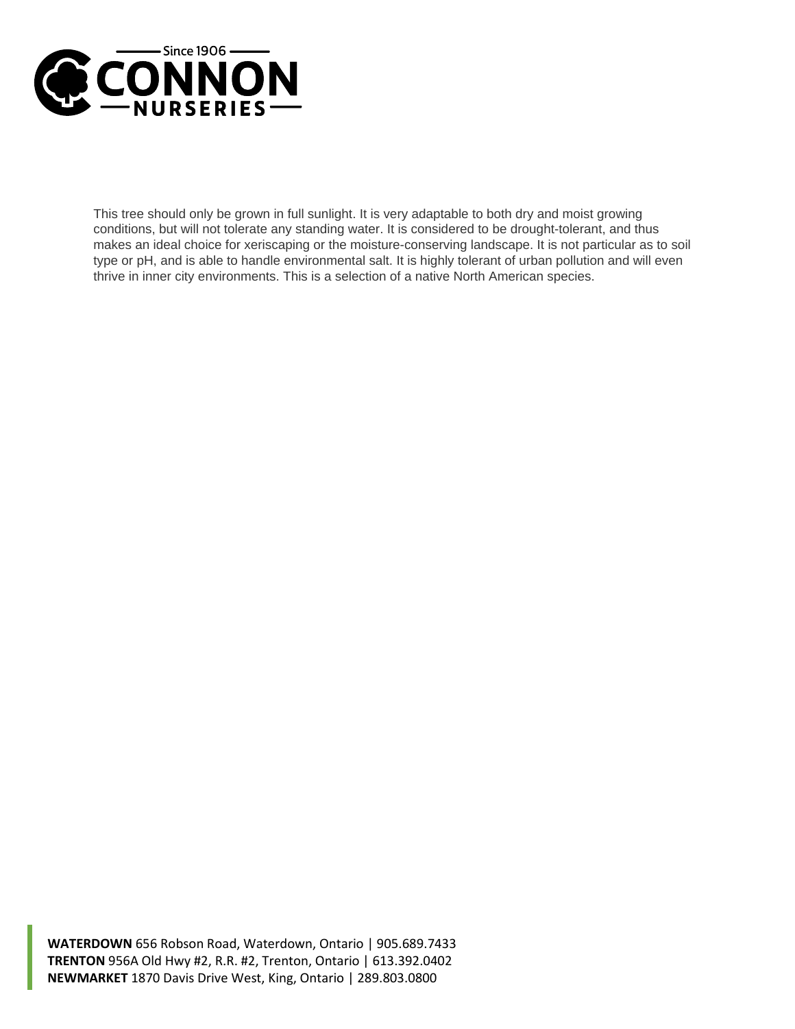This tree should only be grown in full sunlight. It is very adaptable to both dry and moist growing conditions, but will not tolerate any standing water. It is considered to be drought-tolerant, and thus makes an ideal choice for xeriscaping or the moisture-conserving landscape. It is not particular as to soil type or pH, and is able to handle environmental salt. It is highly tolerant of urban pollution and will even thrive in inner city environments. This is a selection of a native North American species.